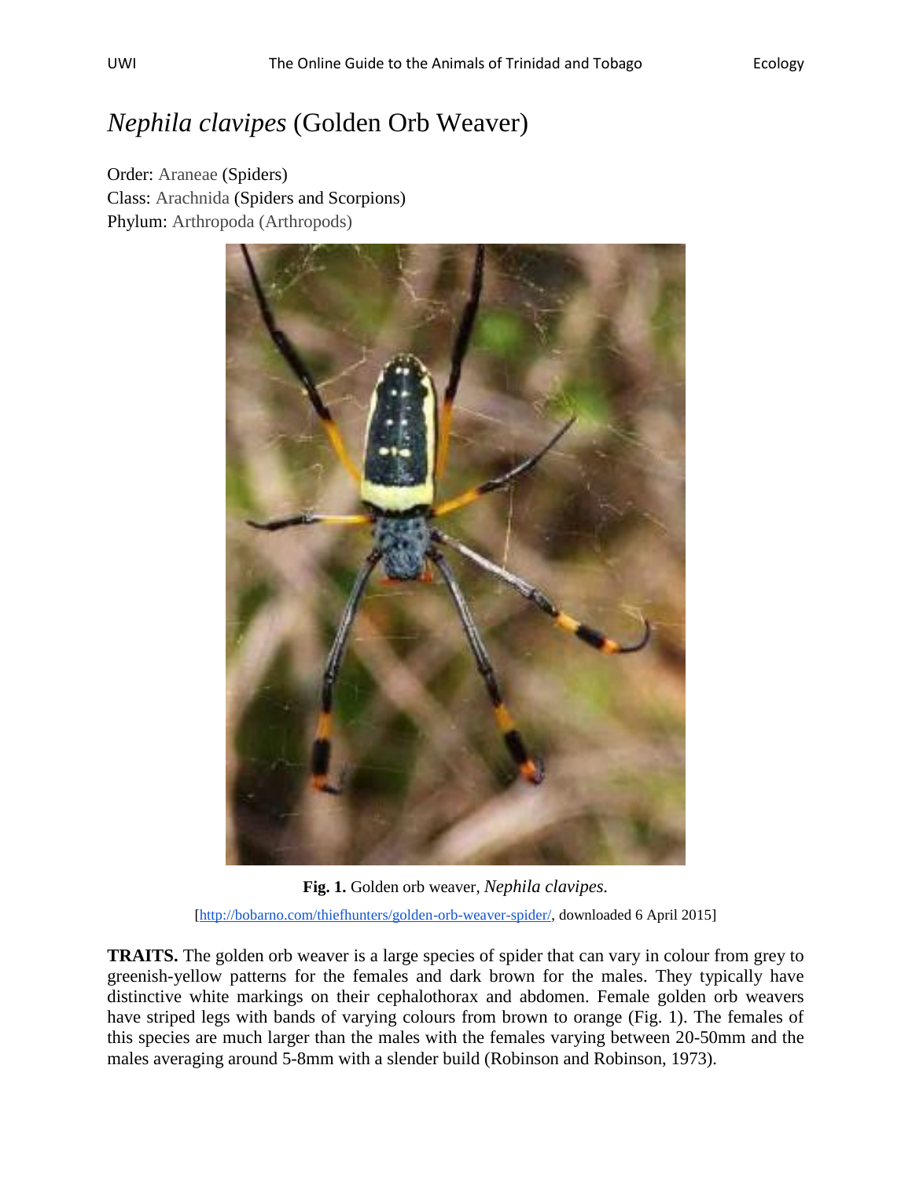# *Nephila clavipes* (Golden Orb Weaver)

Order: Araneae (Spiders)
Class: Arachnida (Spiders and Scorpions)
Phylum: Arthropoda (Arthropods)

**Fig. 1.** Golden orb weaver, *Nephila clavipes.*

[http://bobarno.com/thiefhunters/golden-orb-weaver-spider/, downloaded 6 April 2015]

**TRAITS.** The golden orb weaver is a large species of spider that can vary in colour from grey to greenish-yellow patterns for the females and dark brown for the males. They typically have distinctive white markings on their cephalothorax and abdomen. Female golden orb weavers have striped legs with bands of varying colours from brown to orange (Fig. 1). The females of this species are much larger than the males with the females varying between 20-50mm and the males averaging around 5-8mm with a slender build (Robinson and Robinson, 1973).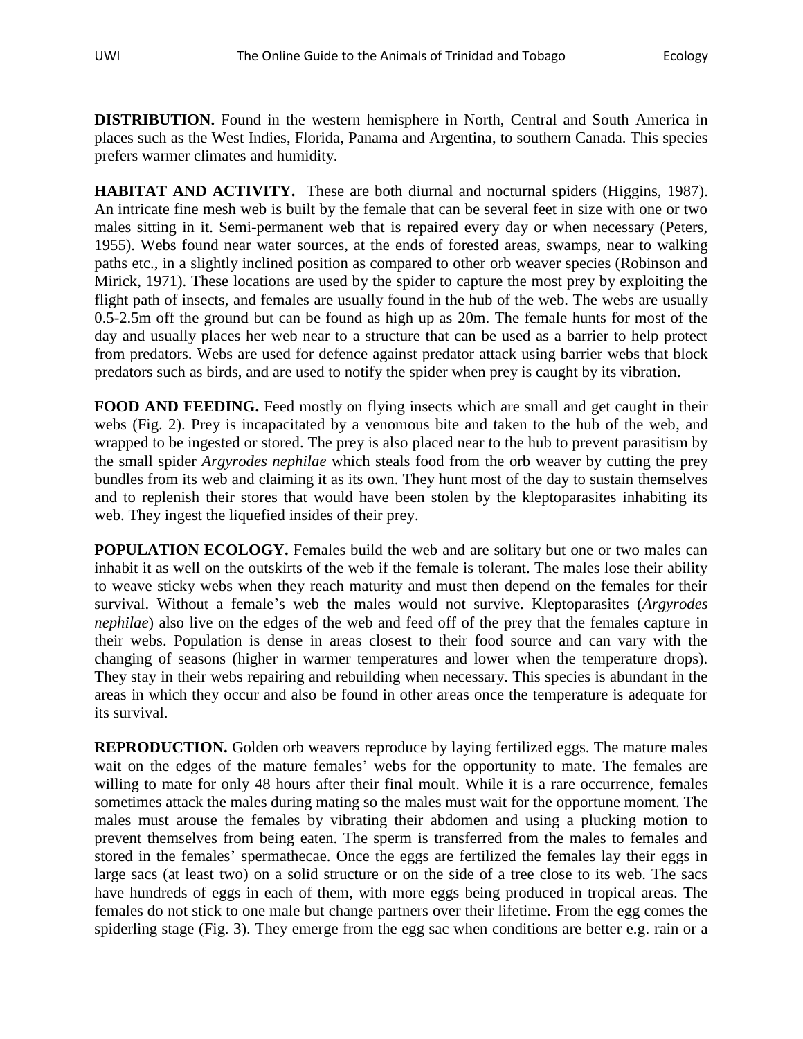**DISTRIBUTION.** Found in the western hemisphere in North, Central and South America in places such as the West Indies, Florida, Panama and Argentina, to southern Canada. This species prefers warmer climates and humidity.

**HABITAT AND ACTIVITY.** These are both diurnal and nocturnal spiders (Higgins, 1987). An intricate fine mesh web is built by the female that can be several feet in size with one or two males sitting in it. Semi-permanent web that is repaired every day or when necessary (Peters, 1955). Webs found near water sources, at the ends of forested areas, swamps, near to walking paths etc., in a slightly inclined position as compared to other orb weaver species (Robinson and Mirick, 1971). These locations are used by the spider to capture the most prey by exploiting the flight path of insects, and females are usually found in the hub of the web. The webs are usually 0.5-2.5m off the ground but can be found as high up as 20m. The female hunts for most of the day and usually places her web near to a structure that can be used as a barrier to help protect from predators. Webs are used for defence against predator attack using barrier webs that block predators such as birds, and are used to notify the spider when prey is caught by its vibration.

**FOOD AND FEEDING.** Feed mostly on flying insects which are small and get caught in their webs (Fig. 2). Prey is incapacitated by a venomous bite and taken to the hub of the web, and wrapped to be ingested or stored. The prey is also placed near to the hub to prevent parasitism by the small spider *Argyrodes nephilae* which steals food from the orb weaver by cutting the prey bundles from its web and claiming it as its own. They hunt most of the day to sustain themselves and to replenish their stores that would have been stolen by the kleptoparasites inhabiting its web. They ingest the liquefied insides of their prey.

**POPULATION ECOLOGY.** Females build the web and are solitary but one or two males can inhabit it as well on the outskirts of the web if the female is tolerant. The males lose their ability to weave sticky webs when they reach maturity and must then depend on the females for their survival. Without a female's web the males would not survive. Kleptoparasites (*Argyrodes nephilae*) also live on the edges of the web and feed off of the prey that the females capture in their webs. Population is dense in areas closest to their food source and can vary with the changing of seasons (higher in warmer temperatures and lower when the temperature drops). They stay in their webs repairing and rebuilding when necessary. This species is abundant in the areas in which they occur and also be found in other areas once the temperature is adequate for its survival.

**REPRODUCTION.** Golden orb weavers reproduce by laying fertilized eggs. The mature males wait on the edges of the mature females' webs for the opportunity to mate. The females are willing to mate for only 48 hours after their final moult. While it is a rare occurrence, females sometimes attack the males during mating so the males must wait for the opportune moment. The males must arouse the females by vibrating their abdomen and using a plucking motion to prevent themselves from being eaten. The sperm is transferred from the males to females and stored in the females' spermathecae. Once the eggs are fertilized the females lay their eggs in large sacs (at least two) on a solid structure or on the side of a tree close to its web. The sacs have hundreds of eggs in each of them, with more eggs being produced in tropical areas. The females do not stick to one male but change partners over their lifetime. From the egg comes the spiderling stage (Fig. 3). They emerge from the egg sac when conditions are better e.g. rain or a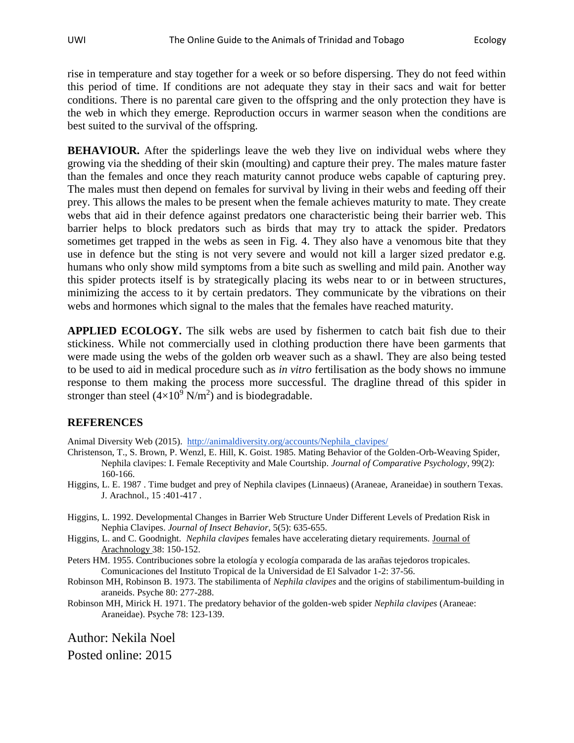rise in temperature and stay together for a week or so before dispersing. They do not feed within this period of time. If conditions are not adequate they stay in their sacs and wait for better conditions. There is no parental care given to the offspring and the only protection they have is the web in which they emerge. Reproduction occurs in warmer season when the conditions are best suited to the survival of the offspring.

**BEHAVIOUR.** After the spiderlings leave the web they live on individual webs where they growing via the shedding of their skin (moulting) and capture their prey. The males mature faster than the females and once they reach maturity cannot produce webs capable of capturing prey. The males must then depend on females for survival by living in their webs and feeding off their prey. This allows the males to be present when the female achieves maturity to mate. They create webs that aid in their defence against predators one characteristic being their barrier web. This barrier helps to block predators such as birds that may try to attack the spider. Predators sometimes get trapped in the webs as seen in Fig. 4. They also have a venomous bite that they use in defence but the sting is not very severe and would not kill a larger sized predator e.g. humans who only show mild symptoms from a bite such as swelling and mild pain. Another way this spider protects itself is by strategically placing its webs near to or in between structures, minimizing the access to it by certain predators. They communicate by the vibrations on their webs and hormones which signal to the males that the females have reached maturity.

**APPLIED ECOLOGY.** The silk webs are used by fishermen to catch bait fish due to their stickiness. While not commercially used in clothing production there have been garments that were made using the webs of the golden orb weaver such as a shawl. They are also being tested to be used to aid in medical procedure such as *in vitro* fertilisation as the body shows no immune response to them making the process more successful. The dragline thread of this spider in stronger than steel ($4\times10^9$ N/m$^2$) and is biodegradable.

## REFERENCES

Animal Diversity Web (2015). http://animaldiversity.org/accounts/Nephila_clavipes/

Christenson, T., S. Brown, P. Wenzl, E. Hill, K. Goist. 1985. Mating Behavior of the Golden-Orb-Weaving Spider, Nephila clavipes: I. Female Receptivity and Male Courtship. *Journal of Comparative Psychology*, 99(2): 160-166.

Higgins, L. E. 1987 . Time budget and prey of Nephila clavipes (Linnaeus) (Araneae, Araneidae) in southern Texas. J. Arachnol., 15 :401-417 .

Higgins, L. 1992. Developmental Changes in Barrier Web Structure Under Different Levels of Predation Risk in Nephia Clavipes. *Journal of Insect Behavior*, 5(5): 635-655.

Higgins, L. and C. Goodnight. *Nephila clavipes* females have accelerating dietary requirements. Journal of Arachnology 38: 150-152.

Peters HM. 1955. Contribuciones sobre la etología y ecología comparada de las arañas tejedoros tropicales. Comunicaciones del Instituto Tropical de la Universidad de El Salvador 1-2: 37-56.

Robinson MH, Robinson B. 1973. The stabilimenta of *Nephila clavipes* and the origins of stabilimentum-building in araneids. Psyche 80: 277-288.

Robinson MH, Mirick H. 1971. The predatory behavior of the golden-web spider *Nephila clavipes* (Araneae: Araneidae). Psyche 78: 123-139.

Author: Nekila Noel

Posted online: 2015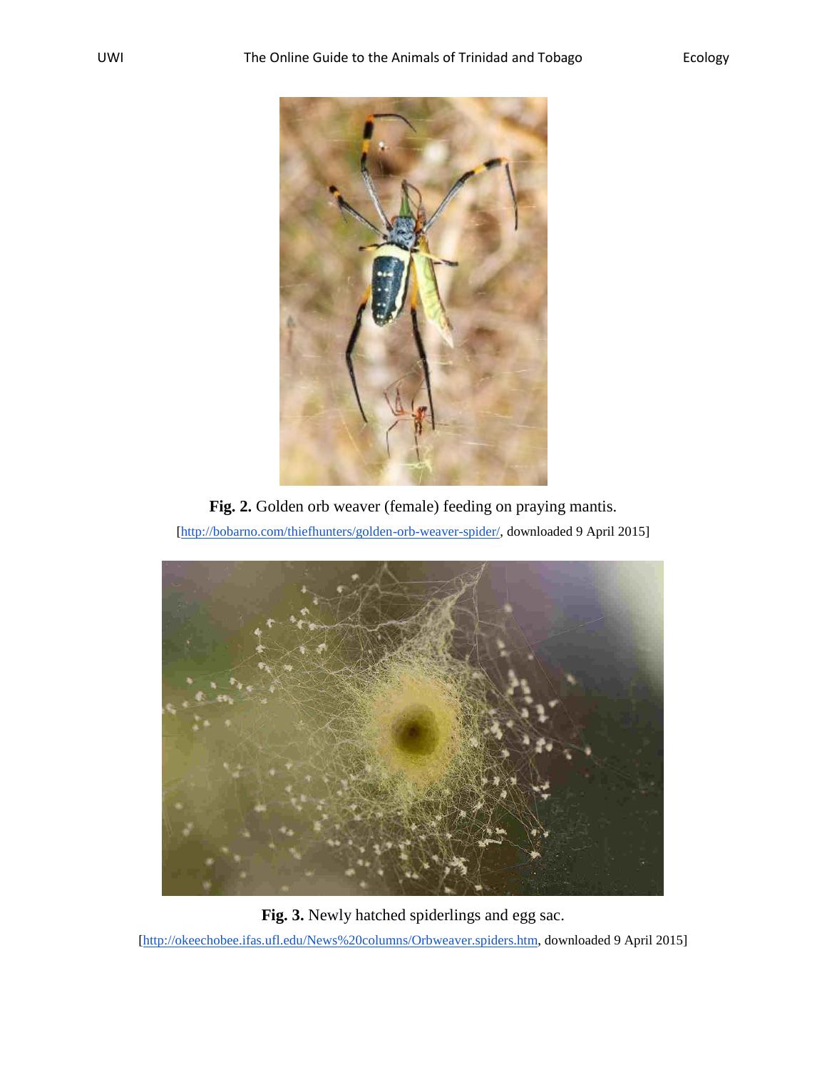**Fig. 2.** Golden orb weaver (female) feeding on praying mantis.

[http://bobarno.com/thiefhunters/golden-orb-weaver-spider/, downloaded 9 April 2015]

**Fig. 3.** Newly hatched spiderlings and egg sac.

[http://okeechobee.ifas.ufl.edu/News%20columns/Orbweaver.spiders.htm, downloaded 9 April 2015]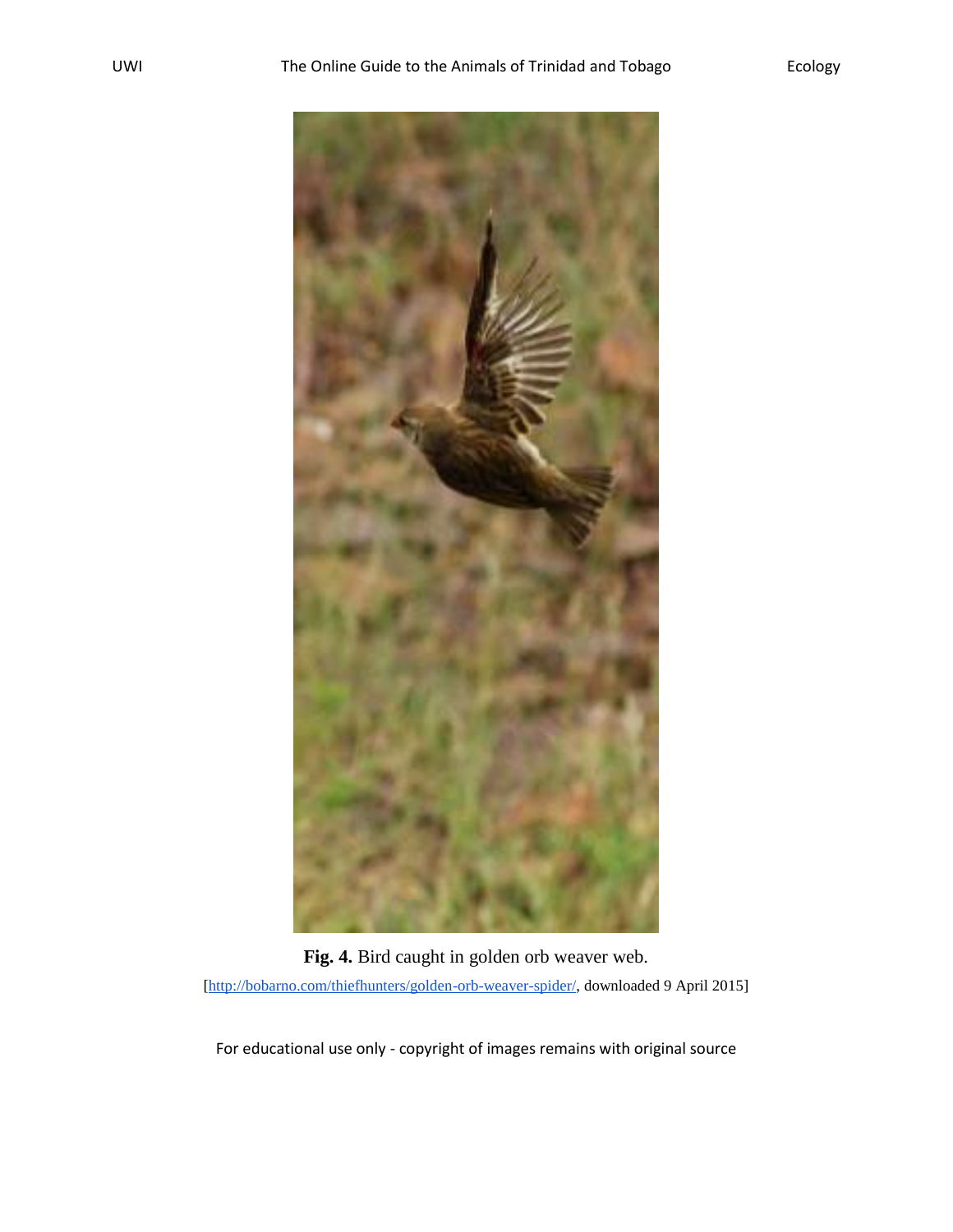**Fig. 4.** Bird caught in golden orb weaver web.

[http://bobarno.com/thiefhunters/golden-orb-weaver-spider/, downloaded 9 April 2015]

For educational use only - copyright of images remains with original source